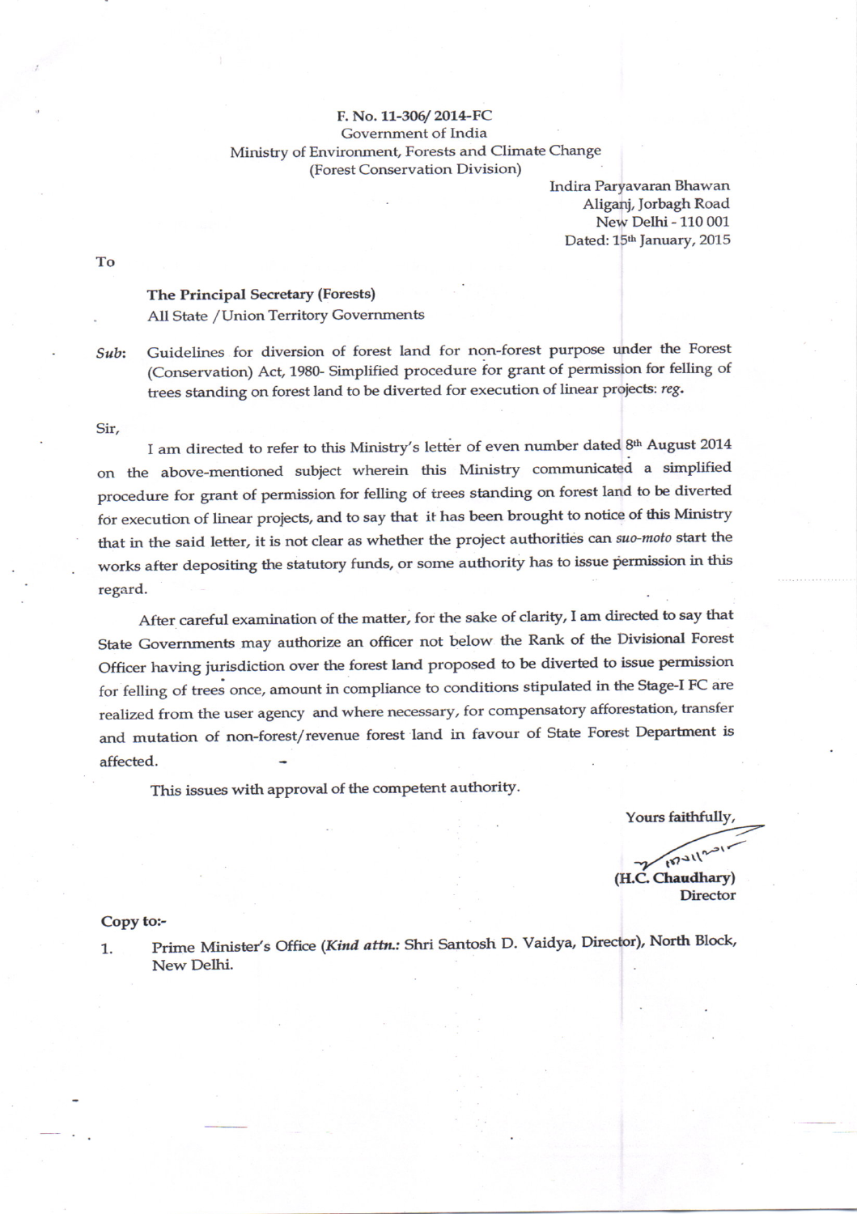F. No. 11-306/ 2014-FC
Government of India
Ministry of Environment, Forests and Climate Change
(Forest Conservation Division)

Indira Paryavaran Bhawan
Aliganj, Jorbagh Road
New Delhi - 110 001
Dated: 15th January, 2015

To

**The Principal Secretary (Forests)**
All State / Union Territory Governments

*Sub*: Guidelines for diversion of forest land for non-forest purpose under the Forest (Conservation) Act, 1980- Simplified procedure for grant of permission for felling of trees standing on forest land to be diverted for execution of linear projects: *reg*.

Sir,

I am directed to refer to this Ministry's letter of even number dated 8th August 2014 on the above-mentioned subject wherein this Ministry communicated a simplified procedure for grant of permission for felling of trees standing on forest land to be diverted for execution of linear projects, and to say that it has been brought to notice of this Ministry that in the said letter, it is not clear as whether the project authorities can *suo-moto* start the works after depositing the statutory funds, or some authority has to issue permission in this regard.

After careful examination of the matter, for the sake of clarity, I am directed to say that State Governments may authorize an officer not below the Rank of the Divisional Forest Officer having jurisdiction over the forest land proposed to be diverted to issue permission for felling of trees once, amount in compliance to conditions stipulated in the Stage-I FC are realized from the user agency and where necessary, for compensatory afforestation, transfer and mutation of non-forest/revenue forest land in favour of State Forest Department is affected.

This issues with approval of the competent authority.

Yours faithfully,

(H.C. Chaudhary)
Director

Copy to:-

1. Prime Minister's Office (*Kind attn.:* Shri Santosh D. Vaidya, Director), North Block, New Delhi.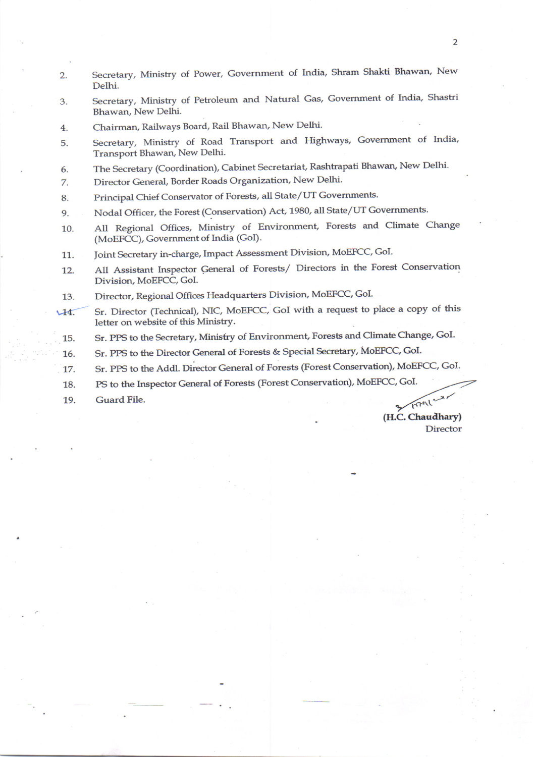2. Secretary, Ministry of Power, Government of India, Shram Shakti Bhawan, New Delhi.
3. Secretary, Ministry of Petroleum and Natural Gas, Government of India, Shastri Bhawan, New Delhi.
4. Chairman, Railways Board, Rail Bhawan, New Delhi.
5. Secretary, Ministry of Road Transport and Highways, Government of India, Transport Bhawan, New Delhi.
6. The Secretary (Coordination), Cabinet Secretariat, Rashtrapati Bhawan, New Delhi.
7. Director General, Border Roads Organization, New Delhi.
8. Principal Chief Conservator of Forests, all State/UT Governments.
9. Nodal Officer, the Forest (Conservation) Act, 1980, all State/UT Governments.
10. All Regional Offices, Ministry of Environment, Forests and Climate Change (MoEFCC), Government of India (GoI).
11. Joint Secretary in-charge, Impact Assessment Division, MoEFCC, GoI.
12. All Assistant Inspector General of Forests/ Directors in the Forest Conservation Division, MoEFCC, GoI.
13. Director, Regional Offices Headquarters Division, MoEFCC, GoI.
14. Sr. Director (Technical), NIC, MoEFCC, GoI with a request to place a copy of this letter on website of this Ministry.
15. Sr. PPS to the Secretary, Ministry of Environment, Forests and Climate Change, GoI.
16. Sr. PPS to the Director General of Forests & Special Secretary, MoEFCC, GoI.
17. Sr. PPS to the Addl. Director General of Forests (Forest Conservation), MoEFCC, GoI.
18. PS to the Inspector General of Forests (Forest Conservation), MoEFCC, GoI.
19. Guard File.

**(H.C. Chaudhary)**
Director